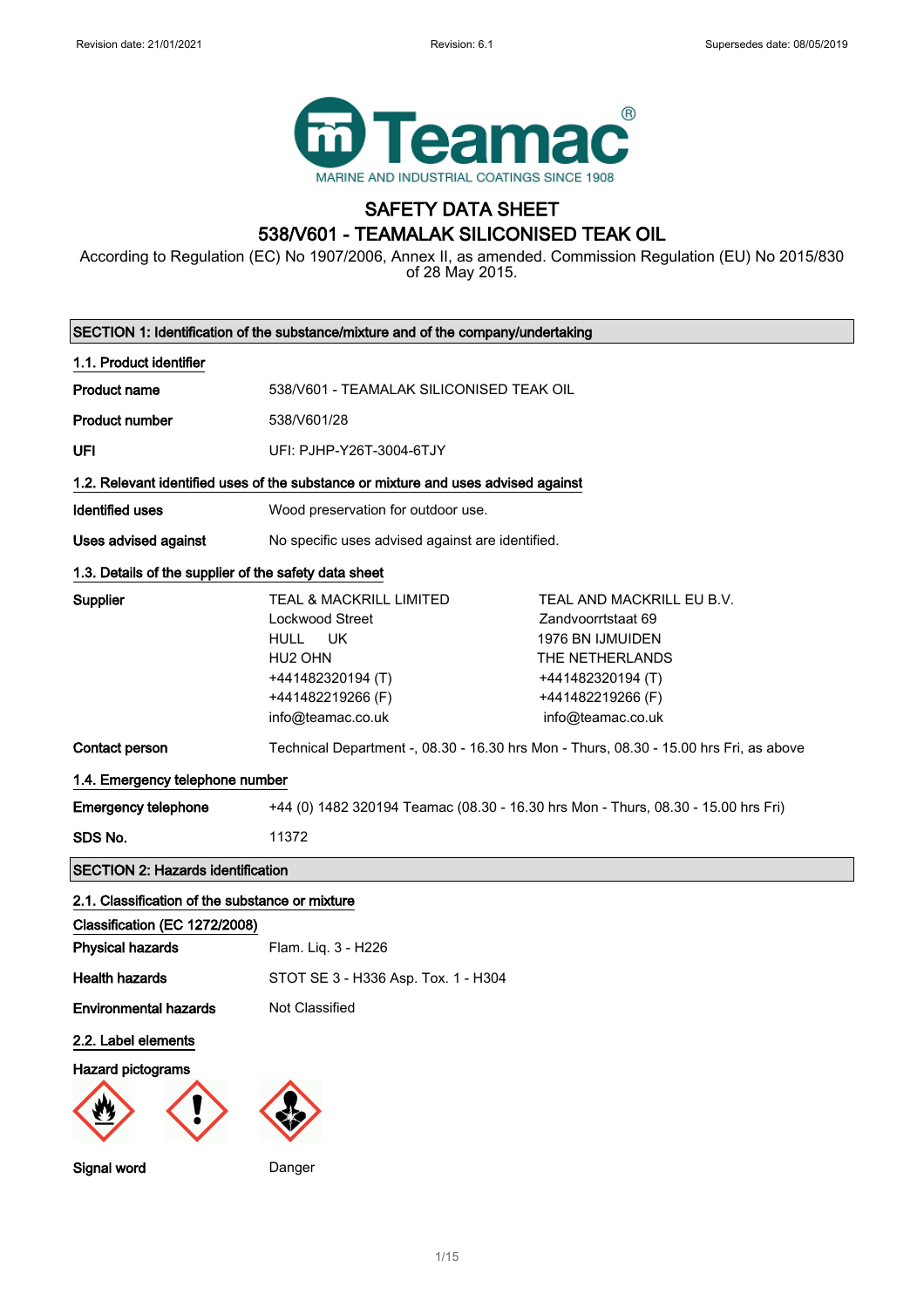Revision date: 21/01/2021 Revision: 6.1 Supersedes date: 08/05/2019

Teamac®
MARINE AND INDUSTRIAL COATINGS SINCE 1908

# SAFETY DATA SHEET
# 538/V601 - TEAMALAK SILICONISED TEAK OIL

According to Regulation (EC) No 1907/2006, Annex II, as amended. Commission Regulation (EU) No 2015/830 of 28 May 2015.

## SECTION 1: Identification of the substance/mixture and of the company/undertaking

### 1.1. Product identifier

**Product name** 538/V601 - TEAMALAK SILICONISED TEAK OIL

**Product number** 538/V601/28

**UFI** UFI: PJHP-Y26T-3004-6TJY

### 1.2. Relevant identified uses of the substance or mixture and uses advised against

**Identified uses** Wood preservation for outdoor use.

**Uses advised against** No specific uses advised against are identified.

### 1.3. Details of the supplier of the safety data sheet

**Supplier**

TEAL & MACKRILL LIMITED
Lockwood Street
HULL UK
HU2 OHN
+441482320194 (T)
+441482219266 (F)
info@teamac.co.uk

TEAL AND MACKRILL EU B.V.
Zandvoorrtstaat 69
1976 BN IJMUIDEN
THE NETHERLANDS
+441482320194 (T)
+441482219266 (F)
info@teamac.co.uk

**Contact person** Technical Department -, 08.30 - 16.30 hrs Mon - Thurs, 08.30 - 15.00 hrs Fri, as above

### 1.4. Emergency telephone number

**Emergency telephone** +44 (0) 1482 320194 Teamac (08.30 - 16.30 hrs Mon - Thurs, 08.30 - 15.00 hrs Fri)

**SDS No.** 11372

## SECTION 2: Hazards identification

### 2.1. Classification of the substance or mixture

**Classification (EC 1272/2008)**

**Physical hazards** Flam. Liq. 3 - H226

**Health hazards** STOT SE 3 - H336 Asp. Tox. 1 - H304

**Environmental hazards** Not Classified

### 2.2. Label elements

**Hazard pictograms**

**Signal word** Danger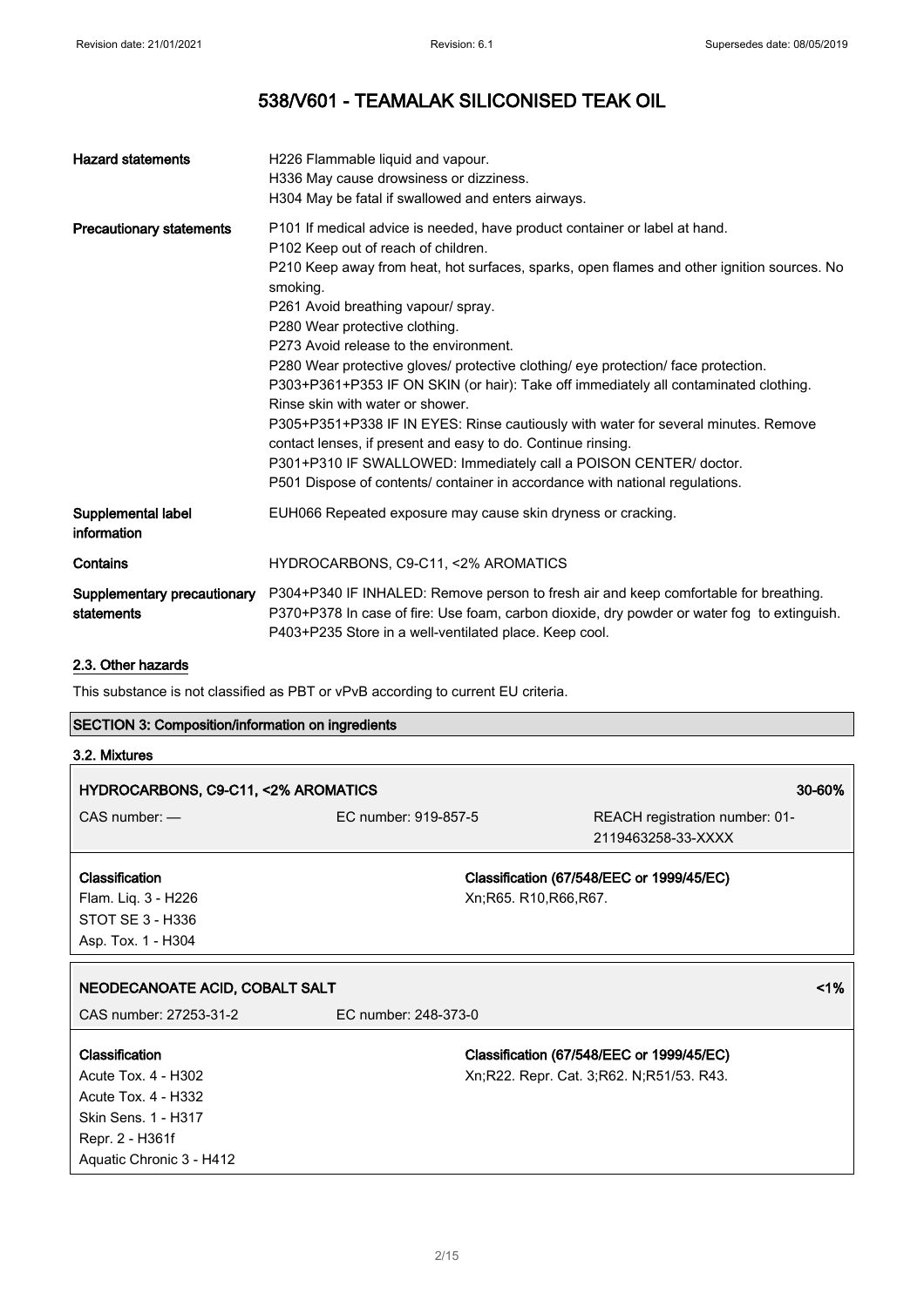| | |
|---|---|
| **Hazard statements** | H226 Flammable liquid and vapour.<br>H336 May cause drowsiness or dizziness.<br>H304 May be fatal if swallowed and enters airways. |
| **Precautionary statements** | P101 If medical advice is needed, have product container or label at hand.<br>P102 Keep out of reach of children.<br>P210 Keep away from heat, hot surfaces, sparks, open flames and other ignition sources. No smoking.<br>P261 Avoid breathing vapour/ spray.<br>P280 Wear protective clothing.<br>P273 Avoid release to the environment.<br>P280 Wear protective gloves/ protective clothing/ eye protection/ face protection.<br>P303+P361+P353 IF ON SKIN (or hair): Take off immediately all contaminated clothing. Rinse skin with water or shower.<br>P305+P351+P338 IF IN EYES: Rinse cautiously with water for several minutes. Remove contact lenses, if present and easy to do. Continue rinsing.<br>P301+P310 IF SWALLOWED: Immediately call a POISON CENTER/ doctor.<br>P501 Dispose of contents/ container in accordance with national regulations. |
| **Supplemental label information** | EUH066 Repeated exposure may cause skin dryness or cracking. |
| **Contains** | HYDROCARBONS, C9-C11, <2% AROMATICS |
| **Supplementary precautionary statements** | P304+P340 IF INHALED: Remove person to fresh air and keep comfortable for breathing.<br>P370+P378 In case of fire: Use foam, carbon dioxide, dry powder or water fog to extinguish.<br>P403+P235 Store in a well-ventilated place. Keep cool. |

### 2.3. Other hazards

This substance is not classified as PBT or vPvB according to current EU criteria.

## SECTION 3: Composition/information on ingredients

### 3.2. Mixtures

**HYDROCARBONS, C9-C11, <2% AROMATICS** — 30-60%

CAS number: — | EC number: 919-857-5 | REACH registration number: 01-2119463258-33-XXXX

| Classification | Classification (67/548/EEC or 1999/45/EC) |
|---|---|
| Flam. Liq. 3 - H226<br>STOT SE 3 - H336<br>Asp. Tox. 1 - H304 | Xn;R65. R10,R66,R67. |

**NEODECANOATE ACID, COBALT SALT** — <1%

CAS number: 27253-31-2 | EC number: 248-373-0

| Classification | Classification (67/548/EEC or 1999/45/EC) |
|---|---|
| Acute Tox. 4 - H302<br>Acute Tox. 4 - H332<br>Skin Sens. 1 - H317<br>Repr. 2 - H361f<br>Aquatic Chronic 3 - H412 | Xn;R22. Repr. Cat. 3;R62. N;R51/53. R43. |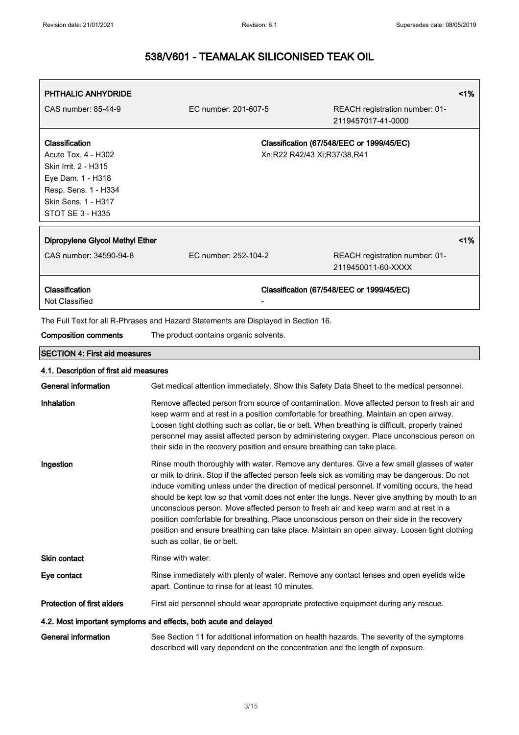# 538/V601 - TEAMALAK SILICONISED TEAK OIL

| PHTHALIC ANHYDRIDE | | <1% |
|---|---|---|
| CAS number: 85-44-9 | EC number: 201-607-5 | REACH registration number: 01-2119457017-41-0000 |
| **Classification**<br>Acute Tox. 4 - H302<br>Skin Irrit. 2 - H315<br>Eye Dam. 1 - H318<br>Resp. Sens. 1 - H334<br>Skin Sens. 1 - H317<br>STOT SE 3 - H335 | | **Classification (67/548/EEC or 1999/45/EC)**<br>Xn;R22 R42/43 Xi;R37/38,R41 |

| Dipropylene Glycol Methyl Ether | | <1% |
|---|---|---|
| CAS number: 34590-94-8 | EC number: 252-104-2 | REACH registration number: 01-2119450011-60-XXXX |
| **Classification**<br>Not Classified | | **Classification (67/548/EEC or 1999/45/EC)**<br>- |

The Full Text for all R-Phrases and Hazard Statements are Displayed in Section 16.

**Composition comments** The product contains organic solvents.

## SECTION 4: First aid measures

### 4.1. Description of first aid measures

**General information** Get medical attention immediately. Show this Safety Data Sheet to the medical personnel.

**Inhalation** Remove affected person from source of contamination. Move affected person to fresh air and keep warm and at rest in a position comfortable for breathing. Maintain an open airway. Loosen tight clothing such as collar, tie or belt. When breathing is difficult, properly trained personnel may assist affected person by administering oxygen. Place unconscious person on their side in the recovery position and ensure breathing can take place.

**Ingestion** Rinse mouth thoroughly with water. Remove any dentures. Give a few small glasses of water or milk to drink. Stop if the affected person feels sick as vomiting may be dangerous. Do not induce vomiting unless under the direction of medical personnel. If vomiting occurs, the head should be kept low so that vomit does not enter the lungs. Never give anything by mouth to an unconscious person. Move affected person to fresh air and keep warm and at rest in a position comfortable for breathing. Place unconscious person on their side in the recovery position and ensure breathing can take place. Maintain an open airway. Loosen tight clothing such as collar, tie or belt.

**Skin contact** Rinse with water.

**Eye contact** Rinse immediately with plenty of water. Remove any contact lenses and open eyelids wide apart. Continue to rinse for at least 10 minutes.

**Protection of first aiders** First aid personnel should wear appropriate protective equipment during any rescue.

### 4.2. Most important symptoms and effects, both acute and delayed

**General information** See Section 11 for additional information on health hazards. The severity of the symptoms described will vary dependent on the concentration and the length of exposure.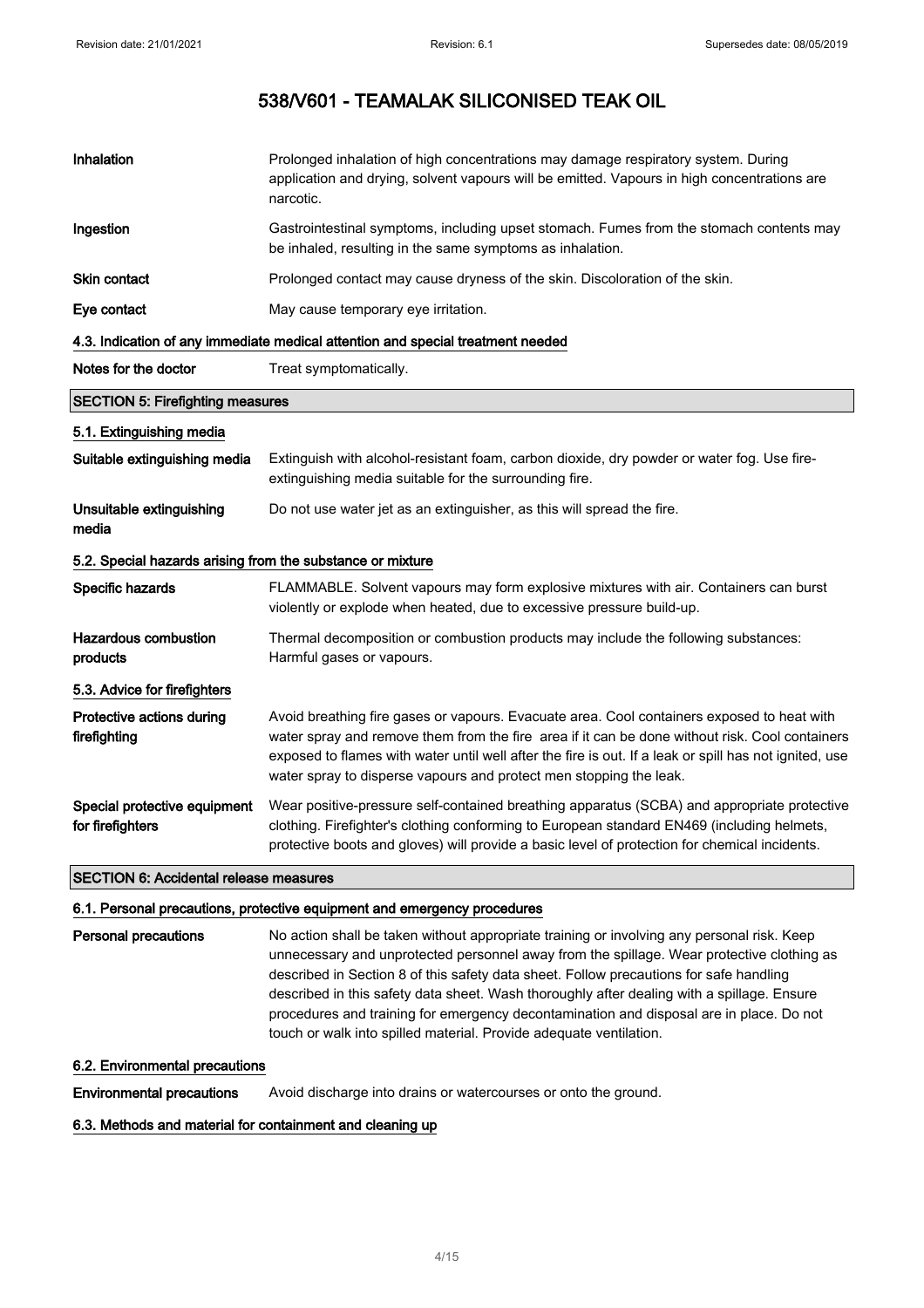| | |
|---|---|
| **Inhalation** | Prolonged inhalation of high concentrations may damage respiratory system. During application and drying, solvent vapours will be emitted. Vapours in high concentrations are narcotic. |
| **Ingestion** | Gastrointestinal symptoms, including upset stomach. Fumes from the stomach contents may be inhaled, resulting in the same symptoms as inhalation. |
| **Skin contact** | Prolonged contact may cause dryness of the skin. Discoloration of the skin. |
| **Eye contact** | May cause temporary eye irritation. |

#### 4.3. Indication of any immediate medical attention and special treatment needed

| | |
|---|---|
| **Notes for the doctor** | Treat symptomatically. |

## SECTION 5: Firefighting measures

#### 5.1. Extinguishing media

| | |
|---|---|
| **Suitable extinguishing media** | Extinguish with alcohol-resistant foam, carbon dioxide, dry powder or water fog. Use fire-extinguishing media suitable for the surrounding fire. |
| **Unsuitable extinguishing media** | Do not use water jet as an extinguisher, as this will spread the fire. |

#### 5.2. Special hazards arising from the substance or mixture

| | |
|---|---|
| **Specific hazards** | FLAMMABLE. Solvent vapours may form explosive mixtures with air. Containers can burst violently or explode when heated, due to excessive pressure build-up. |
| **Hazardous combustion products** | Thermal decomposition or combustion products may include the following substances: Harmful gases or vapours. |

#### 5.3. Advice for firefighters

| | |
|---|---|
| **Protective actions during firefighting** | Avoid breathing fire gases or vapours. Evacuate area. Cool containers exposed to heat with water spray and remove them from the fire area if it can be done without risk. Cool containers exposed to flames with water until well after the fire is out. If a leak or spill has not ignited, use water spray to disperse vapours and protect men stopping the leak. |
| **Special protective equipment for firefighters** | Wear positive-pressure self-contained breathing apparatus (SCBA) and appropriate protective clothing. Firefighter's clothing conforming to European standard EN469 (including helmets, protective boots and gloves) will provide a basic level of protection for chemical incidents. |

## SECTION 6: Accidental release measures

#### 6.1. Personal precautions, protective equipment and emergency procedures

| | |
|---|---|
| **Personal precautions** | No action shall be taken without appropriate training or involving any personal risk. Keep unnecessary and unprotected personnel away from the spillage. Wear protective clothing as described in Section 8 of this safety data sheet. Follow precautions for safe handling described in this safety data sheet. Wash thoroughly after dealing with a spillage. Ensure procedures and training for emergency decontamination and disposal are in place. Do not touch or walk into spilled material. Provide adequate ventilation. |

#### 6.2. Environmental precautions

| | |
|---|---|
| **Environmental precautions** | Avoid discharge into drains or watercourses or onto the ground. |

#### 6.3. Methods and material for containment and cleaning up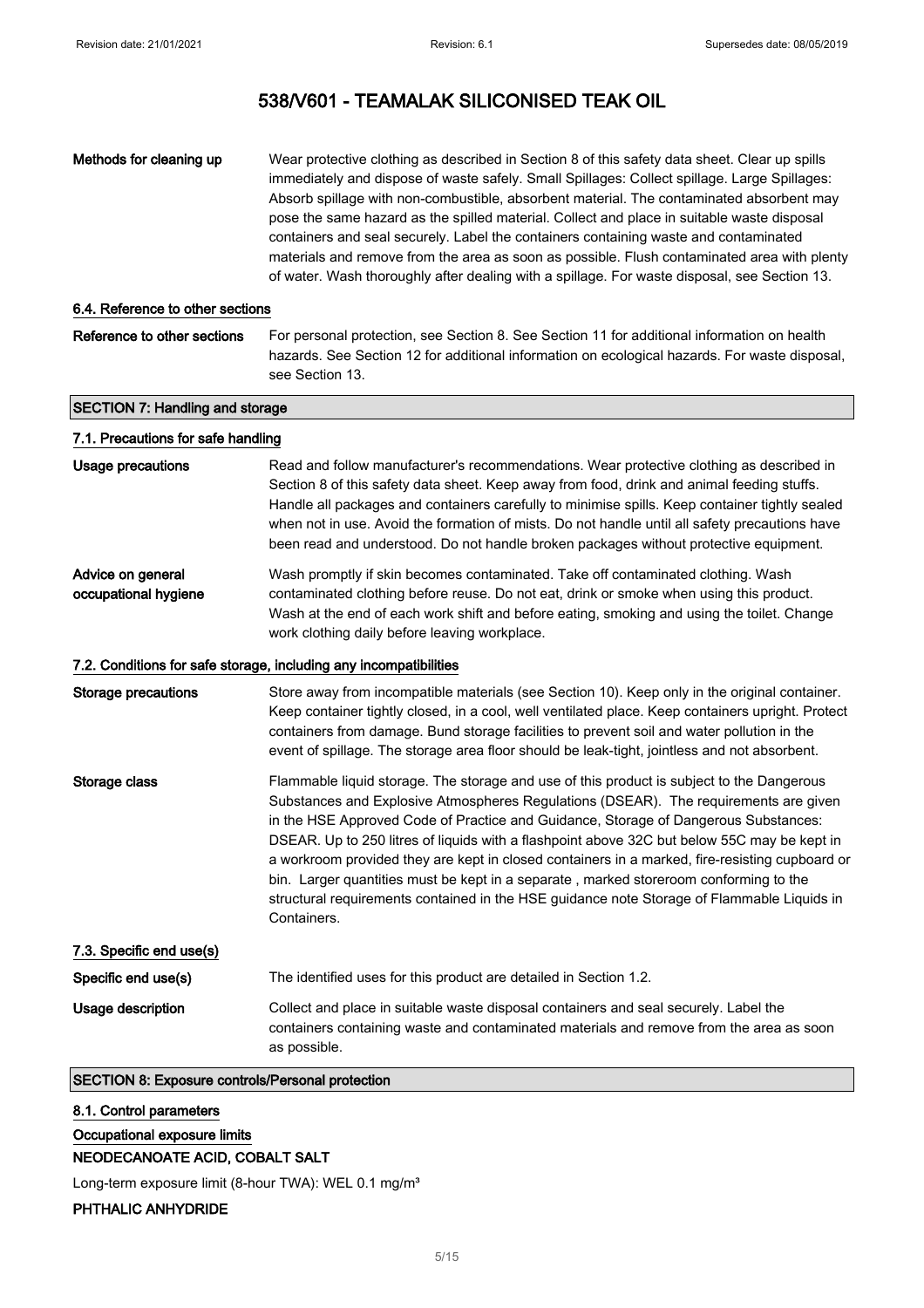**Methods for cleaning up** Wear protective clothing as described in Section 8 of this safety data sheet. Clear up spills immediately and dispose of waste safely. Small Spillages: Collect spillage. Large Spillages: Absorb spillage with non-combustible, absorbent material. The contaminated absorbent may pose the same hazard as the spilled material. Collect and place in suitable waste disposal containers and seal securely. Label the containers containing waste and contaminated materials and remove from the area as soon as possible. Flush contaminated area with plenty of water. Wash thoroughly after dealing with a spillage. For waste disposal, see Section 13.

### 6.4. Reference to other sections

**Reference to other sections** For personal protection, see Section 8. See Section 11 for additional information on health hazards. See Section 12 for additional information on ecological hazards. For waste disposal, see Section 13.

## SECTION 7: Handling and storage

### 7.1. Precautions for safe handling

**Usage precautions** Read and follow manufacturer's recommendations. Wear protective clothing as described in Section 8 of this safety data sheet. Keep away from food, drink and animal feeding stuffs. Handle all packages and containers carefully to minimise spills. Keep container tightly sealed when not in use. Avoid the formation of mists. Do not handle until all safety precautions have been read and understood. Do not handle broken packages without protective equipment.

**Advice on general occupational hygiene** Wash promptly if skin becomes contaminated. Take off contaminated clothing. Wash contaminated clothing before reuse. Do not eat, drink or smoke when using this product. Wash at the end of each work shift and before eating, smoking and using the toilet. Change work clothing daily before leaving workplace.

### 7.2. Conditions for safe storage, including any incompatibilities

**Storage precautions** Store away from incompatible materials (see Section 10). Keep only in the original container. Keep container tightly closed, in a cool, well ventilated place. Keep containers upright. Protect containers from damage. Bund storage facilities to prevent soil and water pollution in the event of spillage. The storage area floor should be leak-tight, jointless and not absorbent.

**Storage class** Flammable liquid storage. The storage and use of this product is subject to the Dangerous Substances and Explosive Atmospheres Regulations (DSEAR). The requirements are given in the HSE Approved Code of Practice and Guidance, Storage of Dangerous Substances: DSEAR. Up to 250 litres of liquids with a flashpoint above 32C but below 55C may be kept in a workroom provided they are kept in closed containers in a marked, fire-resisting cupboard or bin. Larger quantities must be kept in a separate , marked storeroom conforming to the structural requirements contained in the HSE guidance note Storage of Flammable Liquids in Containers.

### 7.3. Specific end use(s)

**Specific end use(s)** The identified uses for this product are detailed in Section 1.2.

**Usage description** Collect and place in suitable waste disposal containers and seal securely. Label the containers containing waste and contaminated materials and remove from the area as soon as possible.

## SECTION 8: Exposure controls/Personal protection

### 8.1. Control parameters

**Occupational exposure limits**

**NEODECANOATE ACID, COBALT SALT**

Long-term exposure limit (8-hour TWA): WEL 0.1 mg/m³

**PHTHALIC ANHYDRIDE**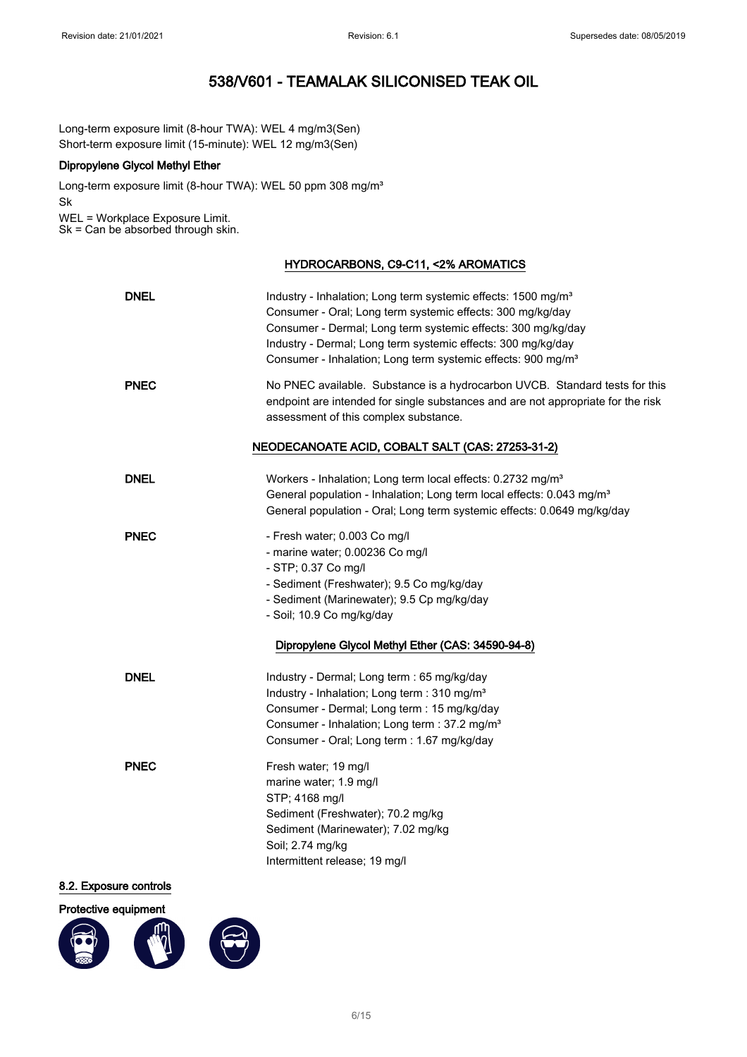Long-term exposure limit (8-hour TWA): WEL 4 mg/m3(Sen)
Short-term exposure limit (15-minute): WEL 12 mg/m3(Sen)

**Dipropylene Glycol Methyl Ether**

Long-term exposure limit (8-hour TWA): WEL 50 ppm 308 mg/m³
Sk

WEL = Workplace Exposure Limit.
Sk = Can be absorbed through skin.

**HYDROCARBONS, C9-C11, <2% AROMATICS**

| | |
|---|---|
| **DNEL** | Industry - Inhalation; Long term systemic effects: 1500 mg/m³<br>Consumer - Oral; Long term systemic effects: 300 mg/kg/day<br>Consumer - Dermal; Long term systemic effects: 300 mg/kg/day<br>Industry - Dermal; Long term systemic effects: 300 mg/kg/day<br>Consumer - Inhalation; Long term systemic effects: 900 mg/m³ |
| **PNEC** | No PNEC available. Substance is a hydrocarbon UVCB. Standard tests for this endpoint are intended for single substances and are not appropriate for the risk assessment of this complex substance. |

**NEODECANOATE ACID, COBALT SALT (CAS: 27253-31-2)**

| | |
|---|---|
| **DNEL** | Workers - Inhalation; Long term local effects: 0.2732 mg/m³<br>General population - Inhalation; Long term local effects: 0.043 mg/m³<br>General population - Oral; Long term systemic effects: 0.0649 mg/kg/day |
| **PNEC** | - Fresh water; 0.003 Co mg/l<br>- marine water; 0.00236 Co mg/l<br>- STP; 0.37 Co mg/l<br>- Sediment (Freshwater); 9.5 Co mg/kg/day<br>- Sediment (Marinewater); 9.5 Cp mg/kg/day<br>- Soil; 10.9 Co mg/kg/day |

**Dipropylene Glycol Methyl Ether (CAS: 34590-94-8)**

| | |
|---|---|
| **DNEL** | Industry - Dermal; Long term : 65 mg/kg/day<br>Industry - Inhalation; Long term : 310 mg/m³<br>Consumer - Dermal; Long term : 15 mg/kg/day<br>Consumer - Inhalation; Long term : 37.2 mg/m³<br>Consumer - Oral; Long term : 1.67 mg/kg/day |
| **PNEC** | Fresh water; 19 mg/l<br>marine water; 1.9 mg/l<br>STP; 4168 mg/l<br>Sediment (Freshwater); 70.2 mg/kg<br>Sediment (Marinewater); 7.02 mg/kg<br>Soil; 2.74 mg/kg<br>Intermittent release; 19 mg/l |

## 8.2. Exposure controls

**Protective equipment**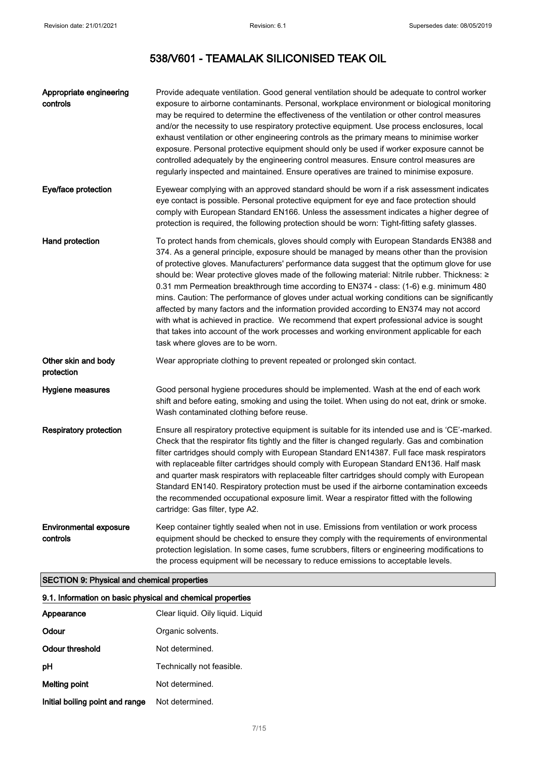| | |
|---|---|
| **Appropriate engineering controls** | Provide adequate ventilation. Good general ventilation should be adequate to control worker exposure to airborne contaminants. Personal, workplace environment or biological monitoring may be required to determine the effectiveness of the ventilation or other control measures and/or the necessity to use respiratory protective equipment. Use process enclosures, local exhaust ventilation or other engineering controls as the primary means to minimise worker exposure. Personal protective equipment should only be used if worker exposure cannot be controlled adequately by the engineering control measures. Ensure control measures are regularly inspected and maintained. Ensure operatives are trained to minimise exposure. |
| **Eye/face protection** | Eyewear complying with an approved standard should be worn if a risk assessment indicates eye contact is possible. Personal protective equipment for eye and face protection should comply with European Standard EN166. Unless the assessment indicates a higher degree of protection is required, the following protection should be worn: Tight-fitting safety glasses. |
| **Hand protection** | To protect hands from chemicals, gloves should comply with European Standards EN388 and 374. As a general principle, exposure should be managed by means other than the provision of protective gloves. Manufacturers' performance data suggest that the optimum glove for use should be: Wear protective gloves made of the following material: Nitrile rubber. Thickness: ≥ 0.31 mm Permeation breakthrough time according to EN374 - class: (1-6) e.g. minimum 480 mins. Caution: The performance of gloves under actual working conditions can be significantly affected by many factors and the information provided according to EN374 may not accord with what is achieved in practice. We recommend that expert professional advice is sought that takes into account of the work processes and working environment applicable for each task where gloves are to be worn. |
| **Other skin and body protection** | Wear appropriate clothing to prevent repeated or prolonged skin contact. |
| **Hygiene measures** | Good personal hygiene procedures should be implemented. Wash at the end of each work shift and before eating, smoking and using the toilet. When using do not eat, drink or smoke. Wash contaminated clothing before reuse. |
| **Respiratory protection** | Ensure all respiratory protective equipment is suitable for its intended use and is 'CE'-marked. Check that the respirator fits tightly and the filter is changed regularly. Gas and combination filter cartridges should comply with European Standard EN14387. Full face mask respirators with replaceable filter cartridges should comply with European Standard EN136. Half mask and quarter mask respirators with replaceable filter cartridges should comply with European Standard EN140. Respiratory protection must be used if the airborne contamination exceeds the recommended occupational exposure limit. Wear a respirator fitted with the following cartridge: Gas filter, type A2. |
| **Environmental exposure controls** | Keep container tightly sealed when not in use. Emissions from ventilation or work process equipment should be checked to ensure they comply with the requirements of environmental protection legislation. In some cases, fume scrubbers, filters or engineering modifications to the process equipment will be necessary to reduce emissions to acceptable levels. |

## SECTION 9: Physical and chemical properties

### 9.1. Information on basic physical and chemical properties

| | |
|---|---|
| **Appearance** | Clear liquid. Oily liquid. Liquid |
| **Odour** | Organic solvents. |
| **Odour threshold** | Not determined. |
| **pH** | Technically not feasible. |
| **Melting point** | Not determined. |
| **Initial boiling point and range** | Not determined. |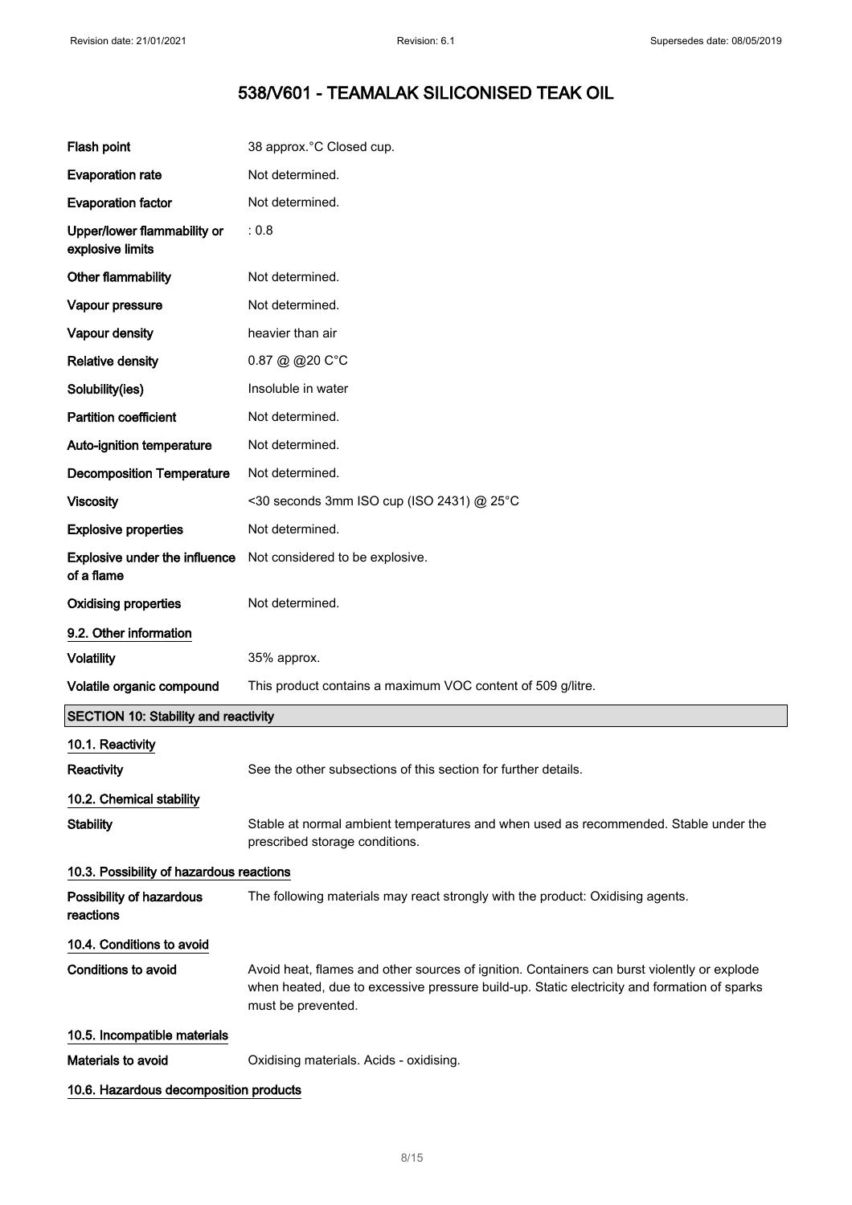# 538/V601 - TEAMALAK SILICONISED TEAK OIL

| | |
|---|---|
| **Flash point** | 38 approx.°C Closed cup. |
| **Evaporation rate** | Not determined. |
| **Evaporation factor** | Not determined. |
| **Upper/lower flammability or explosive limits** | : 0.8 |
| **Other flammability** | Not determined. |
| **Vapour pressure** | Not determined. |
| **Vapour density** | heavier than air |
| **Relative density** | 0.87 @ @20 C°C |
| **Solubility(ies)** | Insoluble in water |
| **Partition coefficient** | Not determined. |
| **Auto-ignition temperature** | Not determined. |
| **Decomposition Temperature** | Not determined. |
| **Viscosity** | <30 seconds 3mm ISO cup (ISO 2431) @ 25°C |
| **Explosive properties** | Not determined. |
| **Explosive under the influence of a flame** | Not considered to be explosive. |
| **Oxidising properties** | Not determined. |

### 9.2. Other information

| | |
|---|---|
| **Volatility** | 35% approx. |
| **Volatile organic compound** | This product contains a maximum VOC content of 509 g/litre. |

## SECTION 10: Stability and reactivity

### 10.1. Reactivity

**Reactivity** See the other subsections of this section for further details.

### 10.2. Chemical stability

**Stability** Stable at normal ambient temperatures and when used as recommended. Stable under the prescribed storage conditions.

### 10.3. Possibility of hazardous reactions

**Possibility of hazardous reactions** The following materials may react strongly with the product: Oxidising agents.

### 10.4. Conditions to avoid

**Conditions to avoid** Avoid heat, flames and other sources of ignition. Containers can burst violently or explode when heated, due to excessive pressure build-up. Static electricity and formation of sparks must be prevented.

### 10.5. Incompatible materials

**Materials to avoid** Oxidising materials. Acids - oxidising.

### 10.6. Hazardous decomposition products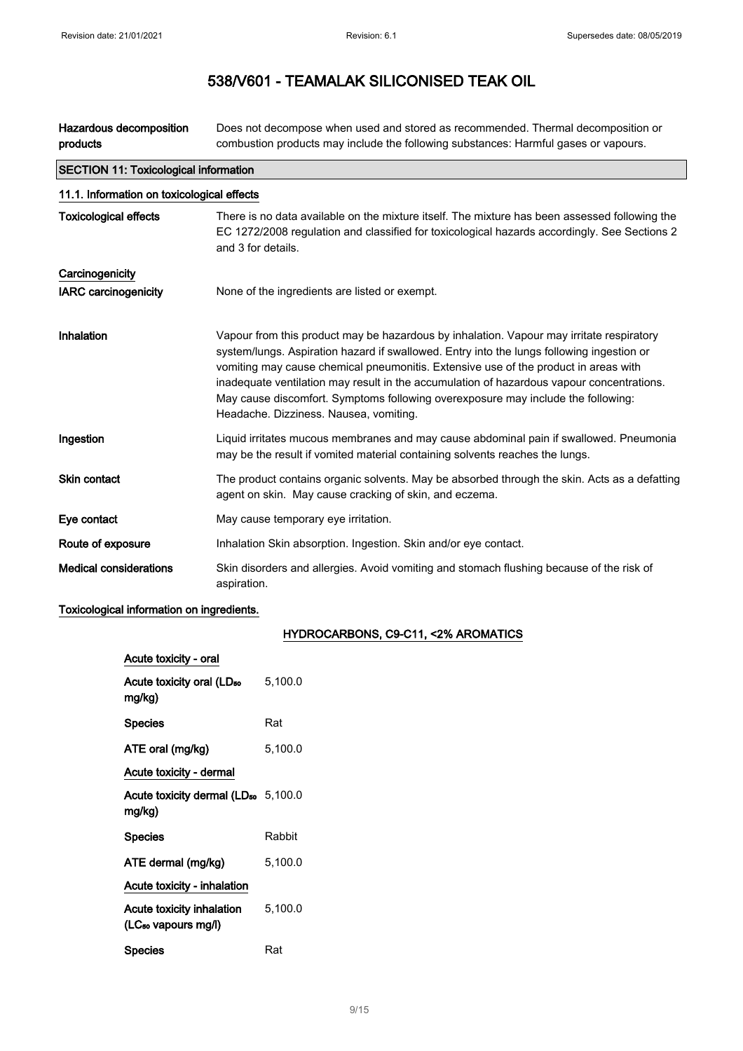| | |
|---|---|
| **Hazardous decomposition products** | Does not decompose when used and stored as recommended. Thermal decomposition or combustion products may include the following substances: Harmful gases or vapours. |

## SECTION 11: Toxicological information

### 11.1. Information on toxicological effects

| | |
|---|---|
| **Toxicological effects** | There is no data available on the mixture itself. The mixture has been assessed following the EC 1272/2008 regulation and classified for toxicological hazards accordingly. See Sections 2 and 3 for details. |
| **Carcinogenicity** | |
| **IARC carcinogenicity** | None of the ingredients are listed or exempt. |
| **Inhalation** | Vapour from this product may be hazardous by inhalation. Vapour may irritate respiratory system/lungs. Aspiration hazard if swallowed. Entry into the lungs following ingestion or vomiting may cause chemical pneumonitis. Extensive use of the product in areas with inadequate ventilation may result in the accumulation of hazardous vapour concentrations. May cause discomfort. Symptoms following overexposure may include the following: Headache. Dizziness. Nausea, vomiting. |
| **Ingestion** | Liquid irritates mucous membranes and may cause abdominal pain if swallowed. Pneumonia may be the result if vomited material containing solvents reaches the lungs. |
| **Skin contact** | The product contains organic solvents. May be absorbed through the skin. Acts as a defatting agent on skin. May cause cracking of skin, and eczema. |
| **Eye contact** | May cause temporary eye irritation. |
| **Route of exposure** | Inhalation Skin absorption. Ingestion. Skin and/or eye contact. |
| **Medical considerations** | Skin disorders and allergies. Avoid vomiting and stomach flushing because of the risk of aspiration. |

**Toxicological information on ingredients.**

**HYDROCARBONS, C9-C11, <2% AROMATICS**

| | |
|---|---|
| **Acute toxicity - oral** | |
| **Acute toxicity oral ($LD_{50}$ mg/kg)** | 5,100.0 |
| **Species** | Rat |
| **ATE oral (mg/kg)** | 5,100.0 |
| **Acute toxicity - dermal** | |
| **Acute toxicity dermal ($LD_{50}$ mg/kg)** | 5,100.0 |
| **Species** | Rabbit |
| **ATE dermal (mg/kg)** | 5,100.0 |
| **Acute toxicity - inhalation** | |
| **Acute toxicity inhalation ($LC_{50}$ vapours mg/l)** | 5,100.0 |
| **Species** | Rat |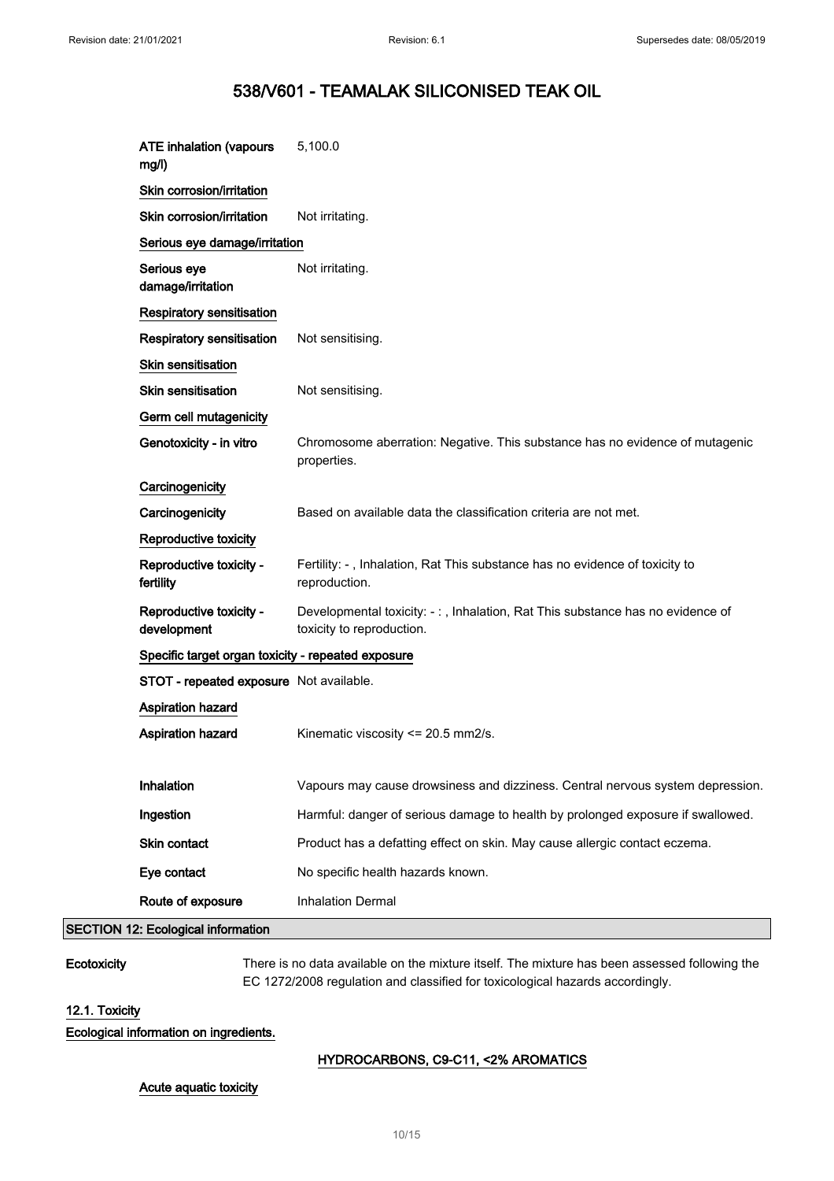| | |
|---|---|
| **ATE inhalation (vapours mg/l)** | 5,100.0 |
| **Skin corrosion/irritation** | |
| **Skin corrosion/irritation** | Not irritating. |
| **Serious eye damage/irritation** | |
| **Serious eye damage/irritation** | Not irritating. |
| **Respiratory sensitisation** | |
| **Respiratory sensitisation** | Not sensitising. |
| **Skin sensitisation** | |
| **Skin sensitisation** | Not sensitising. |
| **Germ cell mutagenicity** | |
| **Genotoxicity - in vitro** | Chromosome aberration: Negative. This substance has no evidence of mutagenic properties. |
| **Carcinogenicity** | |
| **Carcinogenicity** | Based on available data the classification criteria are not met. |
| **Reproductive toxicity** | |
| **Reproductive toxicity - fertility** | Fertility: - , Inhalation, Rat This substance has no evidence of toxicity to reproduction. |
| **Reproductive toxicity - development** | Developmental toxicity: - : , Inhalation, Rat This substance has no evidence of toxicity to reproduction. |
| **Specific target organ toxicity - repeated exposure** | |
| **STOT - repeated exposure** | Not available. |
| **Aspiration hazard** | |
| **Aspiration hazard** | Kinematic viscosity <= 20.5 mm2/s. |
| **Inhalation** | Vapours may cause drowsiness and dizziness. Central nervous system depression. |
| **Ingestion** | Harmful: danger of serious damage to health by prolonged exposure if swallowed. |
| **Skin contact** | Product has a defatting effect on skin. May cause allergic contact eczema. |
| **Eye contact** | No specific health hazards known. |
| **Route of exposure** | Inhalation Dermal |

## SECTION 12: Ecological information

**Ecotoxicity** There is no data available on the mixture itself. The mixture has been assessed following the EC 1272/2008 regulation and classified for toxicological hazards accordingly.

### 12.1. Toxicity

**Ecological information on ingredients.**

**HYDROCARBONS, C9-C11, <2% AROMATICS**

**Acute aquatic toxicity**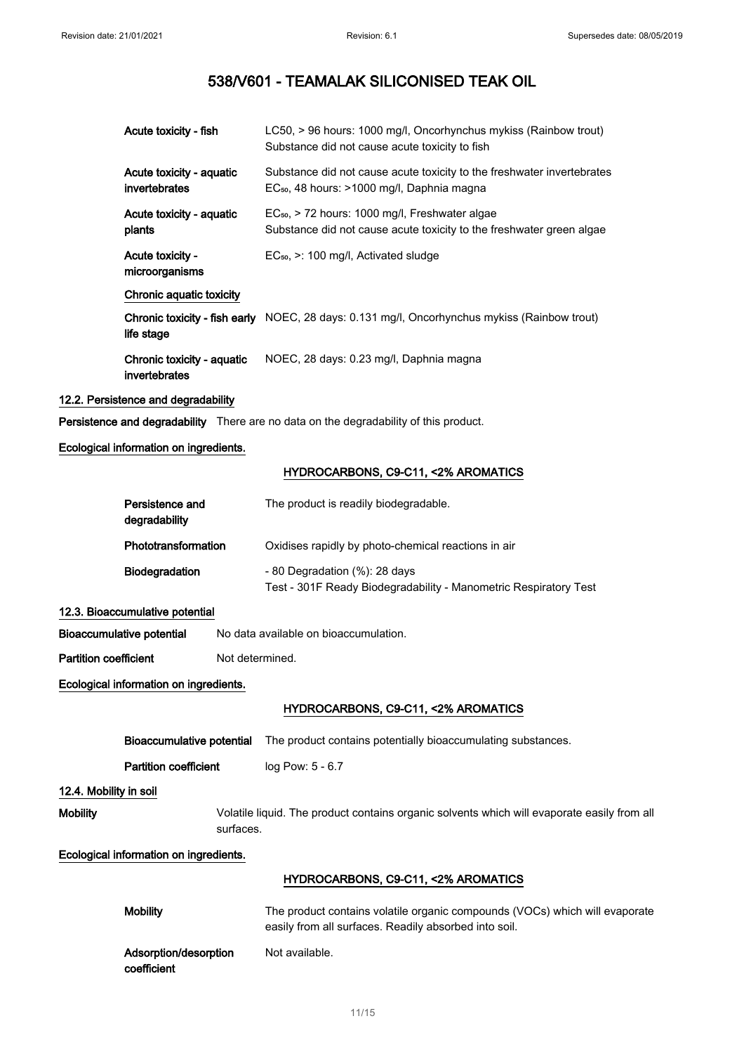| | |
|---|---|
| **Acute toxicity - fish** | LC50, > 96 hours: 1000 mg/l, Oncorhynchus mykiss (Rainbow trout) Substance did not cause acute toxicity to fish |
| **Acute toxicity - aquatic invertebrates** | Substance did not cause acute toxicity to the freshwater invertebrates $EC_{50}$, 48 hours: >1000 mg/l, Daphnia magna |
| **Acute toxicity - aquatic plants** | $EC_{50}$, > 72 hours: 1000 mg/l, Freshwater algae Substance did not cause acute toxicity to the freshwater green algae |
| **Acute toxicity - microorganisms** | $EC_{50}$, >: 100 mg/l, Activated sludge |

**Chronic aquatic toxicity**

| | |
|---|---|
| **Chronic toxicity - fish early life stage** | NOEC, 28 days: 0.131 mg/l, Oncorhynchus mykiss (Rainbow trout) |
| **Chronic toxicity - aquatic invertebrates** | NOEC, 28 days: 0.23 mg/l, Daphnia magna |

### 12.2. Persistence and degradability

**Persistence and degradability** There are no data on the degradability of this product.

**Ecological information on ingredients.**

**HYDROCARBONS, C9-C11, <2% AROMATICS**

| | |
|---|---|
| **Persistence and degradability** | The product is readily biodegradable. |
| **Phototransformation** | Oxidises rapidly by photo-chemical reactions in air |
| **Biodegradation** | - 80 Degradation (%): 28 days Test - 301F Ready Biodegradability - Manometric Respiratory Test |

### 12.3. Bioaccumulative potential

**Bioaccumulative potential** No data available on bioaccumulation.

**Partition coefficient** Not determined.

**Ecological information on ingredients.**

**HYDROCARBONS, C9-C11, <2% AROMATICS**

| | |
|---|---|
| **Bioaccumulative potential** | The product contains potentially bioaccumulating substances. |
| **Partition coefficient** | log Pow: 5 - 6.7 |

### 12.4. Mobility in soil

**Mobility** Volatile liquid. The product contains organic solvents which will evaporate easily from all surfaces.

**Ecological information on ingredients.**

**HYDROCARBONS, C9-C11, <2% AROMATICS**

| | |
|---|---|
| **Mobility** | The product contains volatile organic compounds (VOCs) which will evaporate easily from all surfaces. Readily absorbed into soil. |
| **Adsorption/desorption coefficient** | Not available. |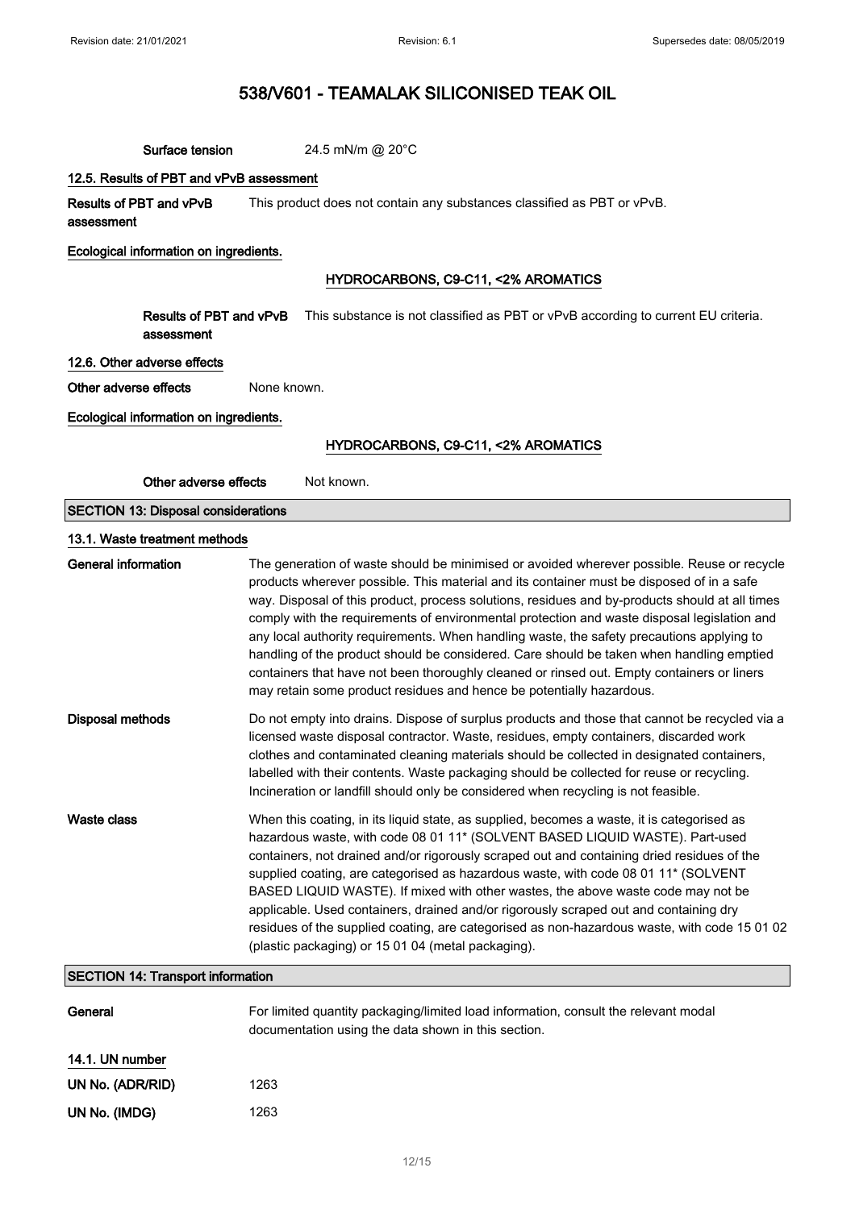**Surface tension** 24.5 mN/m @ 20°C

### 12.5. Results of PBT and vPvB assessment

**Results of PBT and vPvB assessment**: This product does not contain any substances classified as PBT or vPvB.

**Ecological information on ingredients.**

**HYDROCARBONS, C9-C11, <2% AROMATICS**

**Results of PBT and vPvB assessment**: This substance is not classified as PBT or vPvB according to current EU criteria.

### 12.6. Other adverse effects

**Other adverse effects**: None known.

**Ecological information on ingredients.**

**HYDROCARBONS, C9-C11, <2% AROMATICS**

**Other adverse effects**: Not known.

## SECTION 13: Disposal considerations

### 13.1. Waste treatment methods

**General information**: The generation of waste should be minimised or avoided wherever possible. Reuse or recycle products wherever possible. This material and its container must be disposed of in a safe way. Disposal of this product, process solutions, residues and by-products should at all times comply with the requirements of environmental protection and waste disposal legislation and any local authority requirements. When handling waste, the safety precautions applying to handling of the product should be considered. Care should be taken when handling emptied containers that have not been thoroughly cleaned or rinsed out. Empty containers or liners may retain some product residues and hence be potentially hazardous.

**Disposal methods**: Do not empty into drains. Dispose of surplus products and those that cannot be recycled via a licensed waste disposal contractor. Waste, residues, empty containers, discarded work clothes and contaminated cleaning materials should be collected in designated containers, labelled with their contents. Waste packaging should be collected for reuse or recycling. Incineration or landfill should only be considered when recycling is not feasible.

**Waste class**: When this coating, in its liquid state, as supplied, becomes a waste, it is categorised as hazardous waste, with code 08 01 11* (SOLVENT BASED LIQUID WASTE). Part-used containers, not drained and/or rigorously scraped out and containing dried residues of the supplied coating, are categorised as hazardous waste, with code 08 01 11* (SOLVENT BASED LIQUID WASTE). If mixed with other wastes, the above waste code may not be applicable. Used containers, drained and/or rigorously scraped out and containing dry residues of the supplied coating, are categorised as non-hazardous waste, with code 15 01 02 (plastic packaging) or 15 01 04 (metal packaging).

## SECTION 14: Transport information

**General**: For limited quantity packaging/limited load information, consult the relevant modal documentation using the data shown in this section.

### 14.1. UN number

**UN No. (ADR/RID)**: 1263

**UN No. (IMDG)**: 1263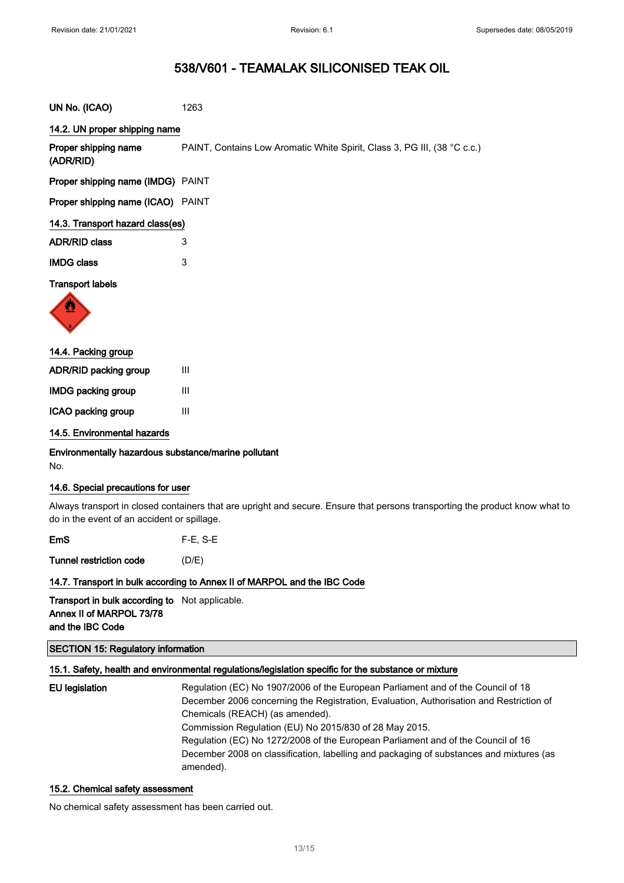# 538/V601 - TEAMALAK SILICONISED TEAK OIL

**UN No. (ICAO)** 1263

### 14.2. UN proper shipping name

**Proper shipping name (ADR/RID)** PAINT, Contains Low Aromatic White Spirit, Class 3, PG III, (38 °C c.c.)

**Proper shipping name (IMDG)** PAINT

**Proper shipping name (ICAO)** PAINT

### 14.3. Transport hazard class(es)

**ADR/RID class** 3

**IMDG class** 3

**Transport labels**

### 14.4. Packing group

**ADR/RID packing group** III

**IMDG packing group** III

**ICAO packing group** III

### 14.5. Environmental hazards

**Environmentally hazardous substance/marine pollutant**

No.

### 14.6. Special precautions for user

Always transport in closed containers that are upright and secure. Ensure that persons transporting the product know what to do in the event of an accident or spillage.

**EmS** F-E, S-E

**Tunnel restriction code** (D/E)

### 14.7. Transport in bulk according to Annex II of MARPOL and the IBC Code

**Transport in bulk according to Annex II of MARPOL 73/78 and the IBC Code** Not applicable.

## SECTION 15: Regulatory information

### 15.1. Safety, health and environmental regulations/legislation specific for the substance or mixture

**EU legislation** Regulation (EC) No 1907/2006 of the European Parliament and of the Council of 18 December 2006 concerning the Registration, Evaluation, Authorisation and Restriction of Chemicals (REACH) (as amended).
Commission Regulation (EU) No 2015/830 of 28 May 2015.
Regulation (EC) No 1272/2008 of the European Parliament and of the Council of 16 December 2008 on classification, labelling and packaging of substances and mixtures (as amended).

### 15.2. Chemical safety assessment

No chemical safety assessment has been carried out.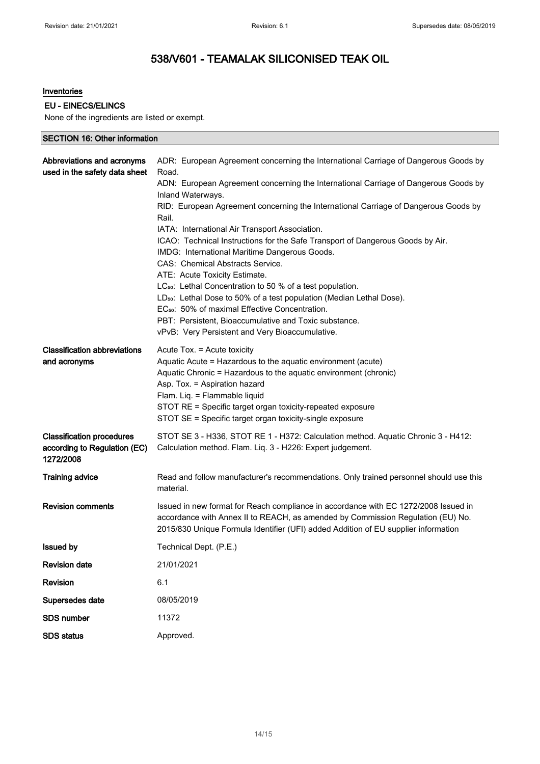# 538/V601 - TEAMALAK SILICONISED TEAK OIL

**Inventories**

**EU - EINECS/ELINCS**

None of the ingredients are listed or exempt.

## SECTION 16: Other information

| | |
|---|---|
| **Abbreviations and acronyms used in the safety data sheet** | ADR: European Agreement concerning the International Carriage of Dangerous Goods by Road.<br>ADN: European Agreement concerning the International Carriage of Dangerous Goods by Inland Waterways.<br>RID: European Agreement concerning the International Carriage of Dangerous Goods by Rail.<br>IATA: International Air Transport Association.<br>ICAO: Technical Instructions for the Safe Transport of Dangerous Goods by Air.<br>IMDG: International Maritime Dangerous Goods.<br>CAS: Chemical Abstracts Service.<br>ATE: Acute Toxicity Estimate.<br>$LC_{50}$: Lethal Concentration to 50 % of a test population.<br>$LD_{50}$: Lethal Dose to 50% of a test population (Median Lethal Dose).<br>$EC_{50}$: 50% of maximal Effective Concentration.<br>PBT: Persistent, Bioaccumulative and Toxic substance.<br>vPvB: Very Persistent and Very Bioaccumulative. |
| **Classification abbreviations and acronyms** | Acute Tox. = Acute toxicity<br>Aquatic Acute = Hazardous to the aquatic environment (acute)<br>Aquatic Chronic = Hazardous to the aquatic environment (chronic)<br>Asp. Tox. = Aspiration hazard<br>Flam. Liq. = Flammable liquid<br>STOT RE = Specific target organ toxicity-repeated exposure<br>STOT SE = Specific target organ toxicity-single exposure |
| **Classification procedures according to Regulation (EC) 1272/2008** | STOT SE 3 - H336, STOT RE 1 - H372: Calculation method. Aquatic Chronic 3 - H412: Calculation method. Flam. Liq. 3 - H226: Expert judgement. |
| **Training advice** | Read and follow manufacturer's recommendations. Only trained personnel should use this material. |
| **Revision comments** | Issued in new format for Reach compliance in accordance with EC 1272/2008 Issued in accordance with Annex II to REACH, as amended by Commission Regulation (EU) No. 2015/830 Unique Formula Identifier (UFI) added Addition of EU supplier information |
| **Issued by** | Technical Dept. (P.E.) |
| **Revision date** | 21/01/2021 |
| **Revision** | 6.1 |
| **Supersedes date** | 08/05/2019 |
| **SDS number** | 11372 |
| **SDS status** | Approved. |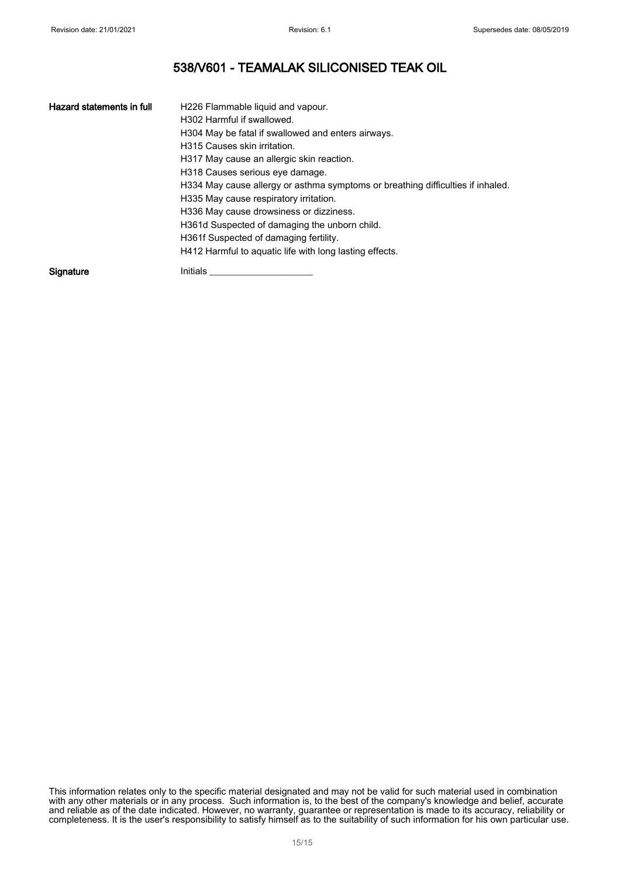| | |
|---|---|
| **Hazard statements in full** | H226 Flammable liquid and vapour.<br>H302 Harmful if swallowed.<br>H304 May be fatal if swallowed and enters airways.<br>H315 Causes skin irritation.<br>H317 May cause an allergic skin reaction.<br>H318 Causes serious eye damage.<br>H334 May cause allergy or asthma symptoms or breathing difficulties if inhaled.<br>H335 May cause respiratory irritation.<br>H336 May cause drowsiness or dizziness.<br>H361d Suspected of damaging the unborn child.<br>H361f Suspected of damaging fertility.<br>H412 Harmful to aquatic life with long lasting effects. |
| **Signature** | Initials ____________________ |

This information relates only to the specific material designated and may not be valid for such material used in combination with any other materials or in any process. Such information is, to the best of the company's knowledge and belief, accurate and reliable as of the date indicated. However, no warranty, guarantee or representation is made to its accuracy, reliability or completeness. It is the user's responsibility to satisfy himself as to the suitability of such information for his own particular use.